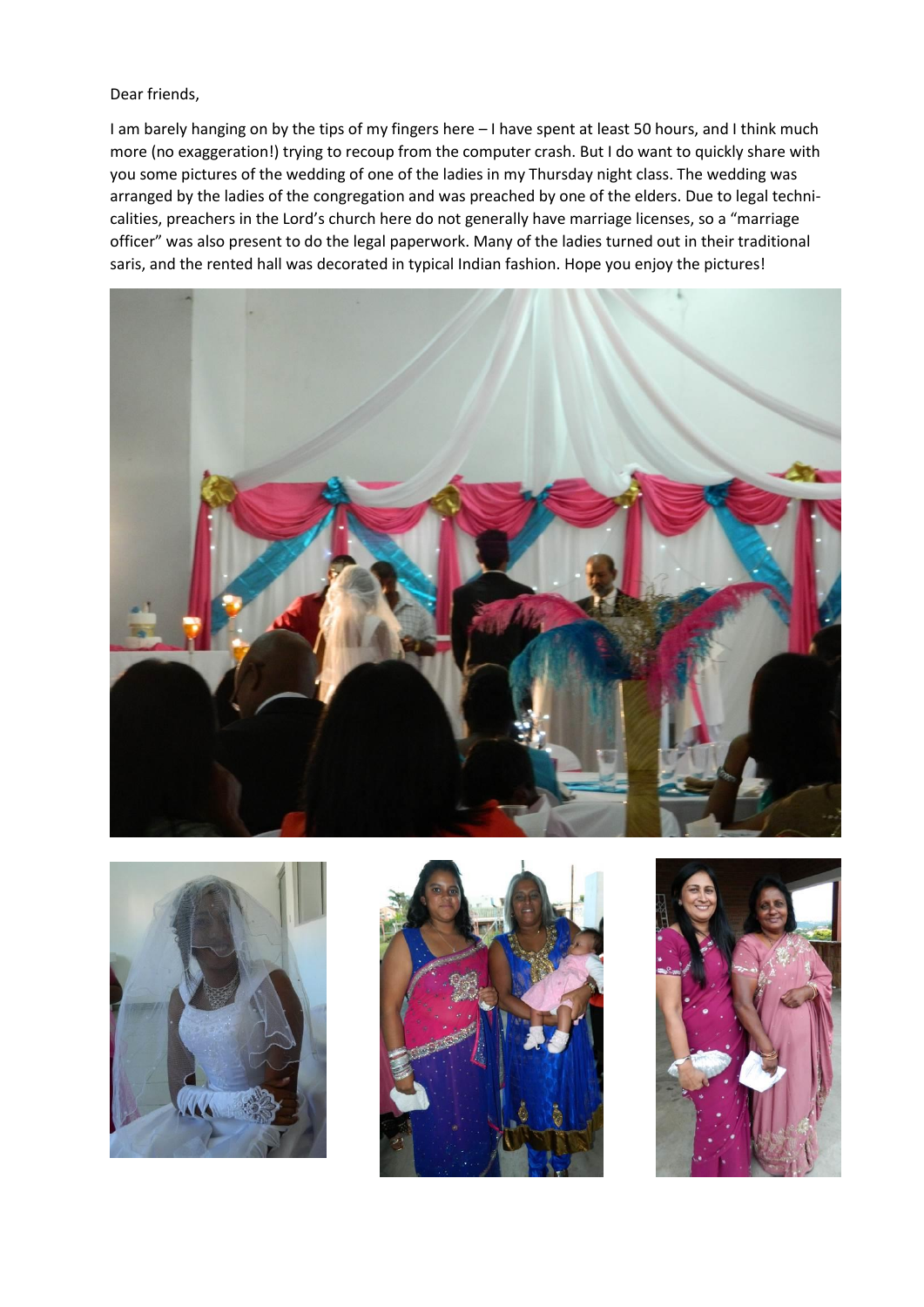Dear friends,

I am barely hanging on by the tips of my fingers here – I have spent at least 50 hours, and I think much more (no exaggeration!) trying to recoup from the computer crash. But I do want to quickly share with you some pictures of the wedding of one of the ladies in my Thursday night class. The wedding was arranged by the ladies of the congregation and was preached by one of the elders. Due to legal technicalities, preachers in the Lord's church here do not generally have marriage licenses, so a "marriage officer" was also present to do the legal paperwork. Many of the ladies turned out in their traditional saris, and the rented hall was decorated in typical Indian fashion. Hope you enjoy the pictures!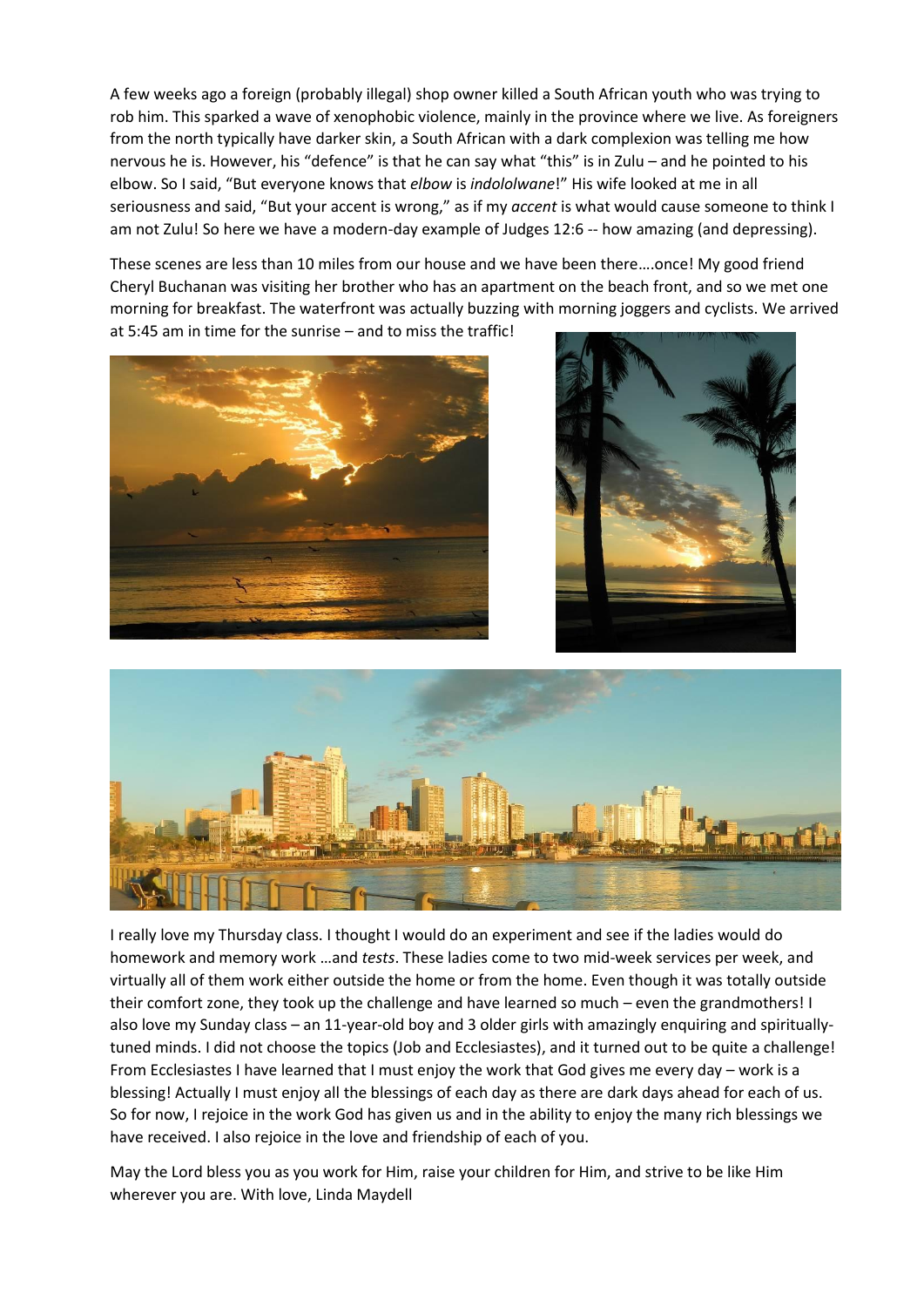A few weeks ago a foreign (probably illegal) shop owner killed a South African youth who was trying to rob him. This sparked a wave of xenophobic violence, mainly in the province where we live. As foreigners from the north typically have darker skin, a South African with a dark complexion was telling me how nervous he is. However, his "defence" is that he can say what "this" is in Zulu – and he pointed to his elbow. So I said, "But everyone knows that *elbow* is *indololwane*!" His wife looked at me in all seriousness and said, "But your accent is wrong," as if my *accent* is what would cause someone to think I am not Zulu! So here we have a modern-day example of Judges 12:6 -- how amazing (and depressing).

These scenes are less than 10 miles from our house and we have been there….once! My good friend Cheryl Buchanan was visiting her brother who has an apartment on the beach front, and so we met one morning for breakfast. The waterfront was actually buzzing with morning joggers and cyclists. We arrived at 5:45 am in time for the sunrise – and to miss the traffic!

I really love my Thursday class. I thought I would do an experiment and see if the ladies would do homework and memory work …and *tests*. These ladies come to two mid-week services per week, and virtually all of them work either outside the home or from the home. Even though it was totally outside their comfort zone, they took up the challenge and have learned so much – even the grandmothers! I also love my Sunday class – an 11-year-old boy and 3 older girls with amazingly enquiring and spiritually-tuned minds. I did not choose the topics (Job and Ecclesiastes), and it turned out to be quite a challenge! From Ecclesiastes I have learned that I must enjoy the work that God gives me every day – work is a blessing! Actually I must enjoy all the blessings of each day as there are dark days ahead for each of us. So for now, I rejoice in the work God has given us and in the ability to enjoy the many rich blessings we have received. I also rejoice in the love and friendship of each of you.

May the Lord bless you as you work for Him, raise your children for Him, and strive to be like Him wherever you are. With love, Linda Maydell